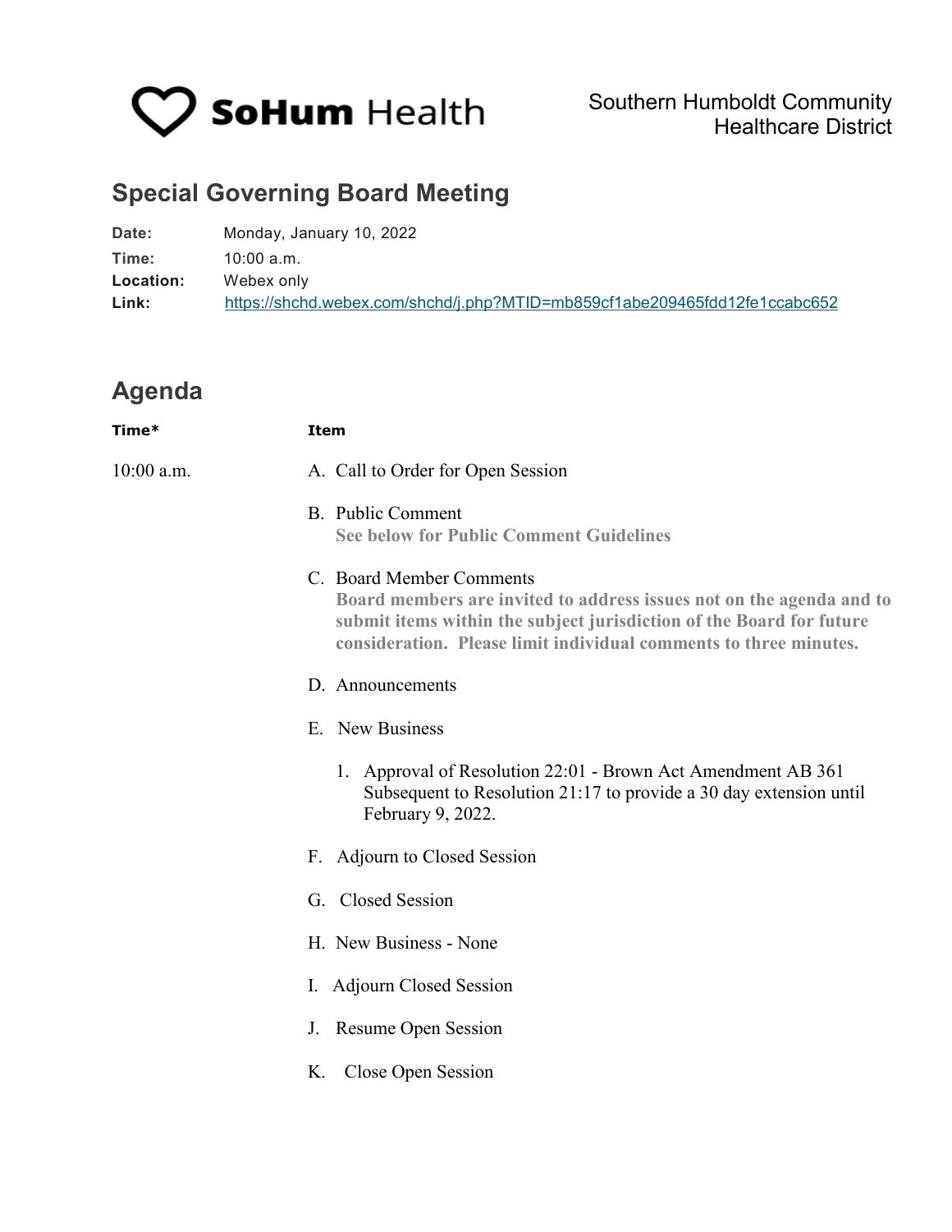SoHum Health

Southern Humboldt Community Healthcare District

## Special Governing Board Meeting

**Date:** Monday, January 10, 2022

**Time:** 10:00 a.m.

**Location:** Webex only

**Link:** https://shchd.webex.com/shchd/j.php?MTID=mb859cf1abe209465fdd12fe1ccabc652

## Agenda

| Time* | Item |
|---|---|
| 10:00 a.m. | A. Call to Order for Open Session |
| | B. Public Comment<br>**See below for Public Comment Guidelines** |
| | C. Board Member Comments<br>**Board members are invited to address issues not on the agenda and to submit items within the subject jurisdiction of the Board for future consideration. Please limit individual comments to three minutes.** |
| | D. Announcements |
| | E. New Business |
| | 1. Approval of Resolution 22:01 - Brown Act Amendment AB 361 Subsequent to Resolution 21:17 to provide a 30 day extension until February 9, 2022. |
| | F. Adjourn to Closed Session |
| | G. Closed Session |
| | H. New Business - None |
| | I. Adjourn Closed Session |
| | J. Resume Open Session |
| | K. Close Open Session |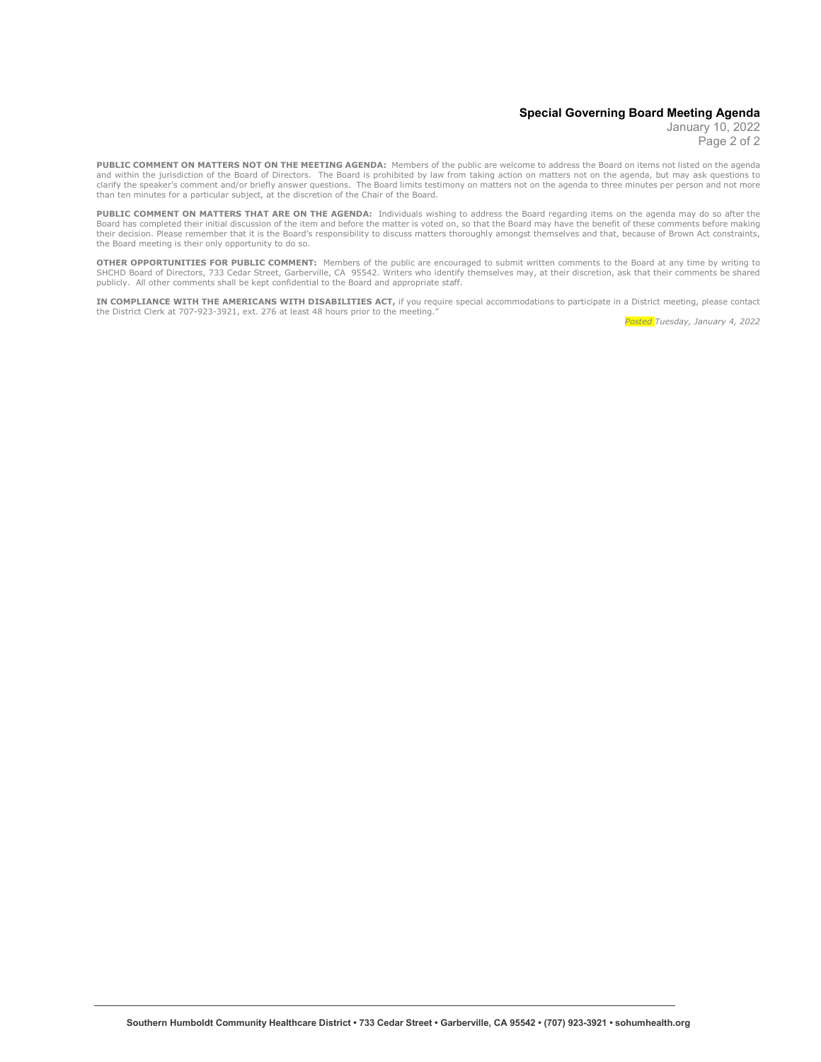**PUBLIC COMMENT ON MATTERS NOT ON THE MEETING AGENDA:** Members of the public are welcome to address the Board on items not listed on the agenda and within the jurisdiction of the Board of Directors. The Board is prohibited by law from taking action on matters not on the agenda, but may ask questions to clarify the speaker's comment and/or briefly answer questions. The Board limits testimony on matters not on the agenda to three minutes per person and not more than ten minutes for a particular subject, at the discretion of the Chair of the Board.

**PUBLIC COMMENT ON MATTERS THAT ARE ON THE AGENDA:** Individuals wishing to address the Board regarding items on the agenda may do so after the Board has completed their initial discussion of the item and before the matter is voted on, so that the Board may have the benefit of these comments before making their decision. Please remember that it is the Board's responsibility to discuss matters thoroughly amongst themselves and that, because of Brown Act constraints, the Board meeting is their only opportunity to do so.

**OTHER OPPORTUNITIES FOR PUBLIC COMMENT:** Members of the public are encouraged to submit written comments to the Board at any time by writing to SHCHD Board of Directors, 733 Cedar Street, Garberville, CA 95542. Writers who identify themselves may, at their discretion, ask that their comments be shared publicly. All other comments shall be kept confidential to the Board and appropriate staff.

**IN COMPLIANCE WITH THE AMERICANS WITH DISABILITIES ACT,** if you require special accommodations to participate in a District meeting, please contact the District Clerk at 707-923-3921, ext. 276 at least 48 hours prior to the meeting."

*Posted Tuesday, January 4, 2022*